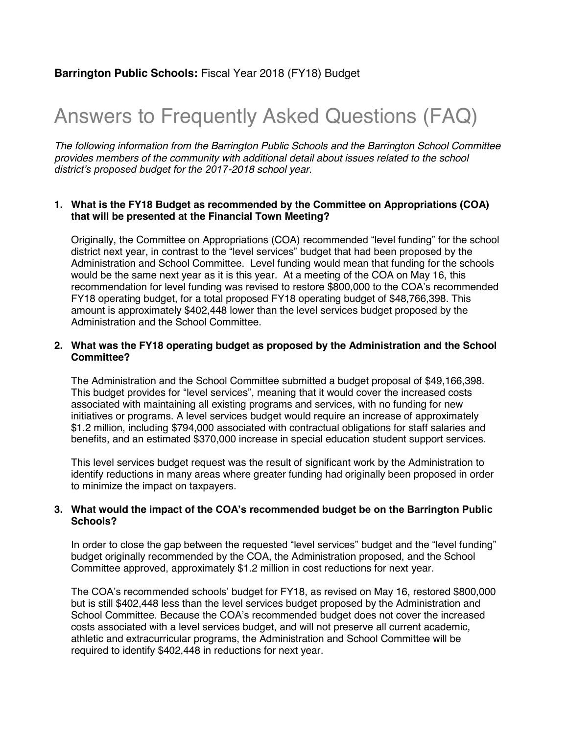**Barrington Public Schools:** Fiscal Year 2018 (FY18) Budget

# Answers to Frequently Asked Questions (FAQ)

*The following information from the Barrington Public Schools and the Barrington School Committee provides members of the community with additional detail about issues related to the school district's proposed budget for the 2017-2018 school year.*

1. **What is the FY18 Budget as recommended by the Committee on Appropriations (COA) that will be presented at the Financial Town Meeting?**

   Originally, the Committee on Appropriations (COA) recommended "level funding" for the school district next year, in contrast to the "level services" budget that had been proposed by the Administration and School Committee. Level funding would mean that funding for the schools would be the same next year as it is this year. At a meeting of the COA on May 16, this recommendation for level funding was revised to restore $800,000 to the COA's recommended FY18 operating budget, for a total proposed FY18 operating budget of $48,766,398. This amount is approximately $402,448 lower than the level services budget proposed by the Administration and the School Committee.

2. **What was the FY18 operating budget as proposed by the Administration and the School Committee?**

   The Administration and the School Committee submitted a budget proposal of $49,166,398. This budget provides for "level services", meaning that it would cover the increased costs associated with maintaining all existing programs and services, with no funding for new initiatives or programs. A level services budget would require an increase of approximately $1.2 million, including $794,000 associated with contractual obligations for staff salaries and benefits, and an estimated $370,000 increase in special education student support services.

   This level services budget request was the result of significant work by the Administration to identify reductions in many areas where greater funding had originally been proposed in order to minimize the impact on taxpayers.

3. **What would the impact of the COA's recommended budget be on the Barrington Public Schools?**

   In order to close the gap between the requested "level services" budget and the "level funding" budget originally recommended by the COA, the Administration proposed, and the School Committee approved, approximately $1.2 million in cost reductions for next year.

   The COA's recommended schools' budget for FY18, as revised on May 16, restored $800,000 but is still $402,448 less than the level services budget proposed by the Administration and School Committee. Because the COA's recommended budget does not cover the increased costs associated with a level services budget, and will not preserve all current academic, athletic and extracurricular programs, the Administration and School Committee will be required to identify $402,448 in reductions for next year.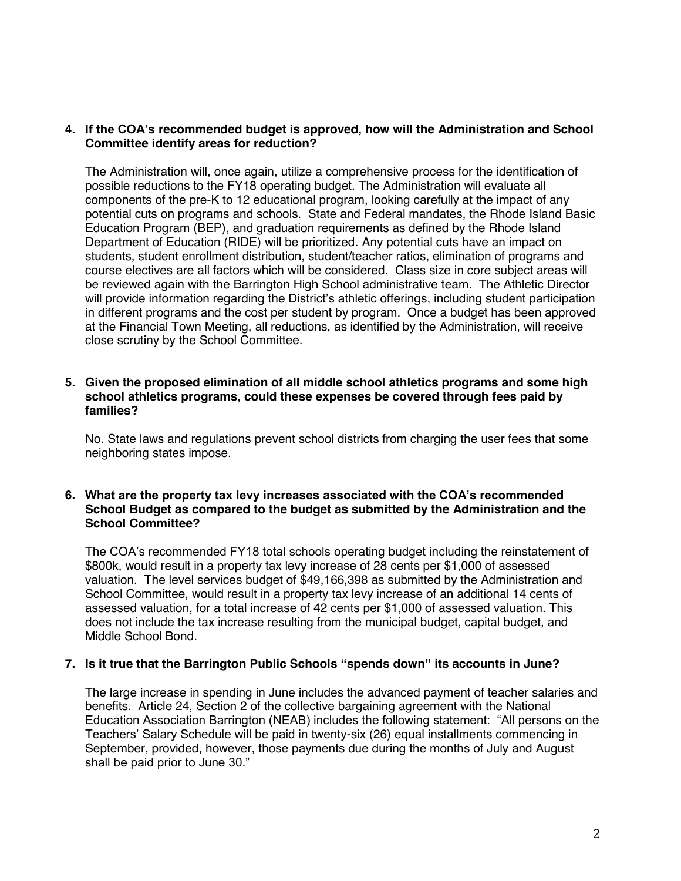**4. If the COA's recommended budget is approved, how will the Administration and School Committee identify areas for reduction?**

The Administration will, once again, utilize a comprehensive process for the identification of possible reductions to the FY18 operating budget. The Administration will evaluate all components of the pre-K to 12 educational program, looking carefully at the impact of any potential cuts on programs and schools. State and Federal mandates, the Rhode Island Basic Education Program (BEP), and graduation requirements as defined by the Rhode Island Department of Education (RIDE) will be prioritized. Any potential cuts have an impact on students, student enrollment distribution, student/teacher ratios, elimination of programs and course electives are all factors which will be considered. Class size in core subject areas will be reviewed again with the Barrington High School administrative team. The Athletic Director will provide information regarding the District's athletic offerings, including student participation in different programs and the cost per student by program. Once a budget has been approved at the Financial Town Meeting, all reductions, as identified by the Administration, will receive close scrutiny by the School Committee.

**5. Given the proposed elimination of all middle school athletics programs and some high school athletics programs, could these expenses be covered through fees paid by families?**

No. State laws and regulations prevent school districts from charging the user fees that some neighboring states impose.

**6. What are the property tax levy increases associated with the COA's recommended School Budget as compared to the budget as submitted by the Administration and the School Committee?**

The COA's recommended FY18 total schools operating budget including the reinstatement of $800k, would result in a property tax levy increase of 28 cents per $1,000 of assessed valuation. The level services budget of $49,166,398 as submitted by the Administration and School Committee, would result in a property tax levy increase of an additional 14 cents of assessed valuation, for a total increase of 42 cents per $1,000 of assessed valuation. This does not include the tax increase resulting from the municipal budget, capital budget, and Middle School Bond.

**7. Is it true that the Barrington Public Schools "spends down" its accounts in June?**

The large increase in spending in June includes the advanced payment of teacher salaries and benefits. Article 24, Section 2 of the collective bargaining agreement with the National Education Association Barrington (NEAB) includes the following statement: "All persons on the Teachers' Salary Schedule will be paid in twenty-six (26) equal installments commencing in September, provided, however, those payments due during the months of July and August shall be paid prior to June 30."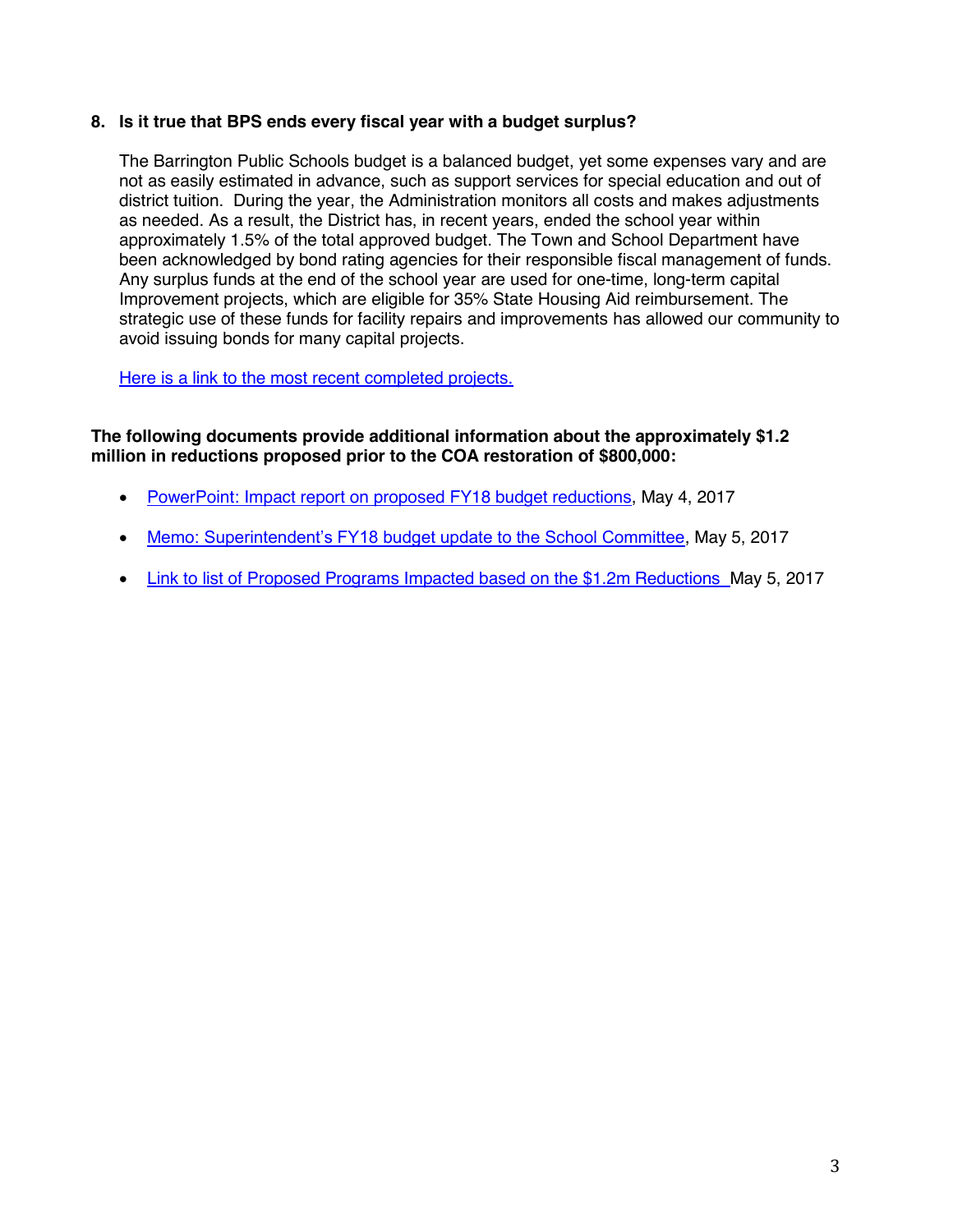8. **Is it true that BPS ends every fiscal year with a budget surplus?**

   The Barrington Public Schools budget is a balanced budget, yet some expenses vary and are not as easily estimated in advance, such as support services for special education and out of district tuition. During the year, the Administration monitors all costs and makes adjustments as needed. As a result, the District has, in recent years, ended the school year within approximately 1.5% of the total approved budget. The Town and School Department have been acknowledged by bond rating agencies for their responsible fiscal management of funds. Any surplus funds at the end of the school year are used for one-time, long-term capital Improvement projects, which are eligible for 35% State Housing Aid reimbursement. The strategic use of these funds for facility repairs and improvements has allowed our community to avoid issuing bonds for many capital projects.

   Here is a link to the most recent completed projects.

**The following documents provide additional information about the approximately $1.2 million in reductions proposed prior to the COA restoration of $800,000:**

- PowerPoint: Impact report on proposed FY18 budget reductions, May 4, 2017
- Memo: Superintendent's FY18 budget update to the School Committee, May 5, 2017
- Link to list of Proposed Programs Impacted based on the $1.2m Reductions May 5, 2017